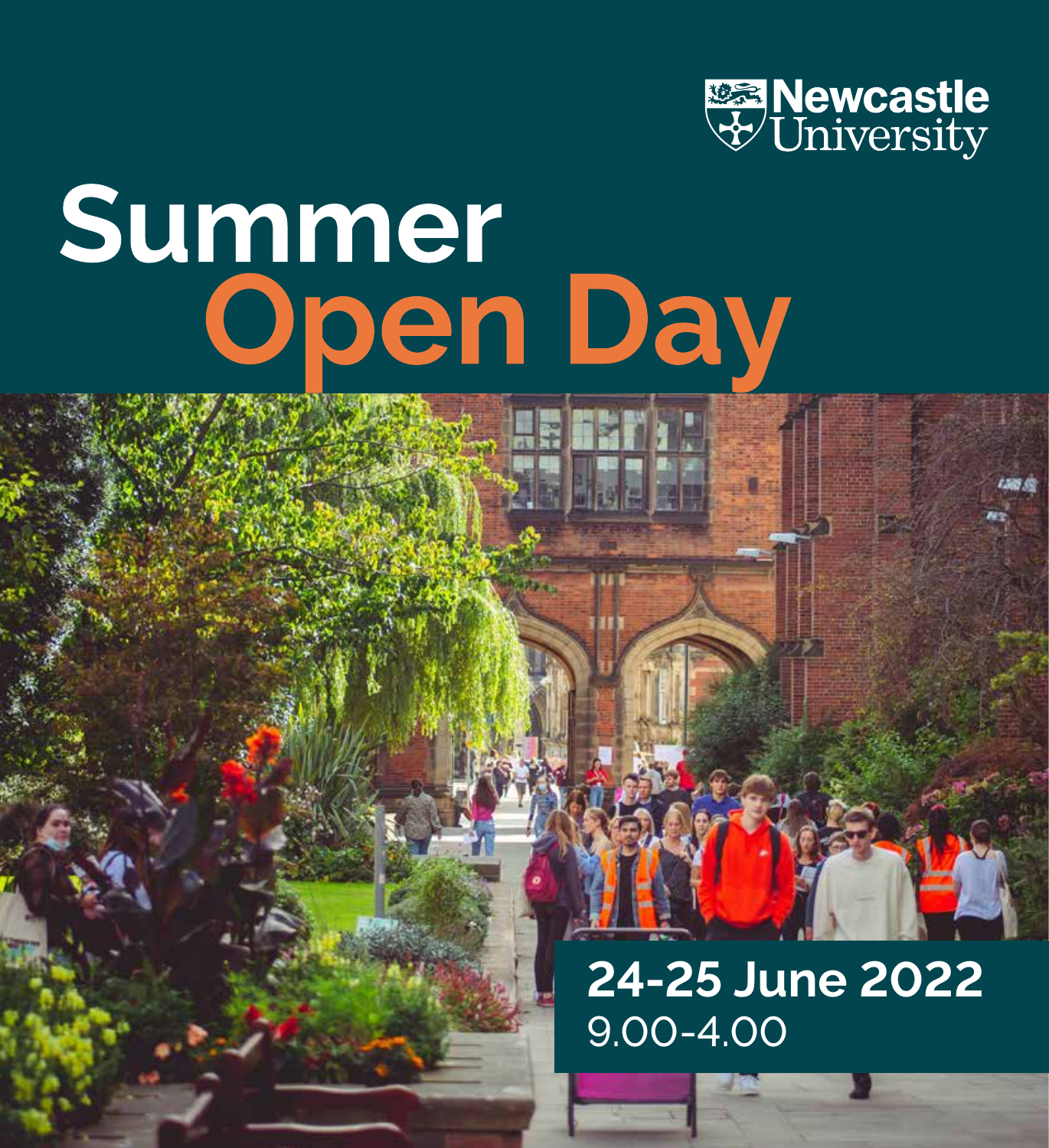Newcastle University

# Summer Open Day

**24-25 June 2022**

9.00-4.00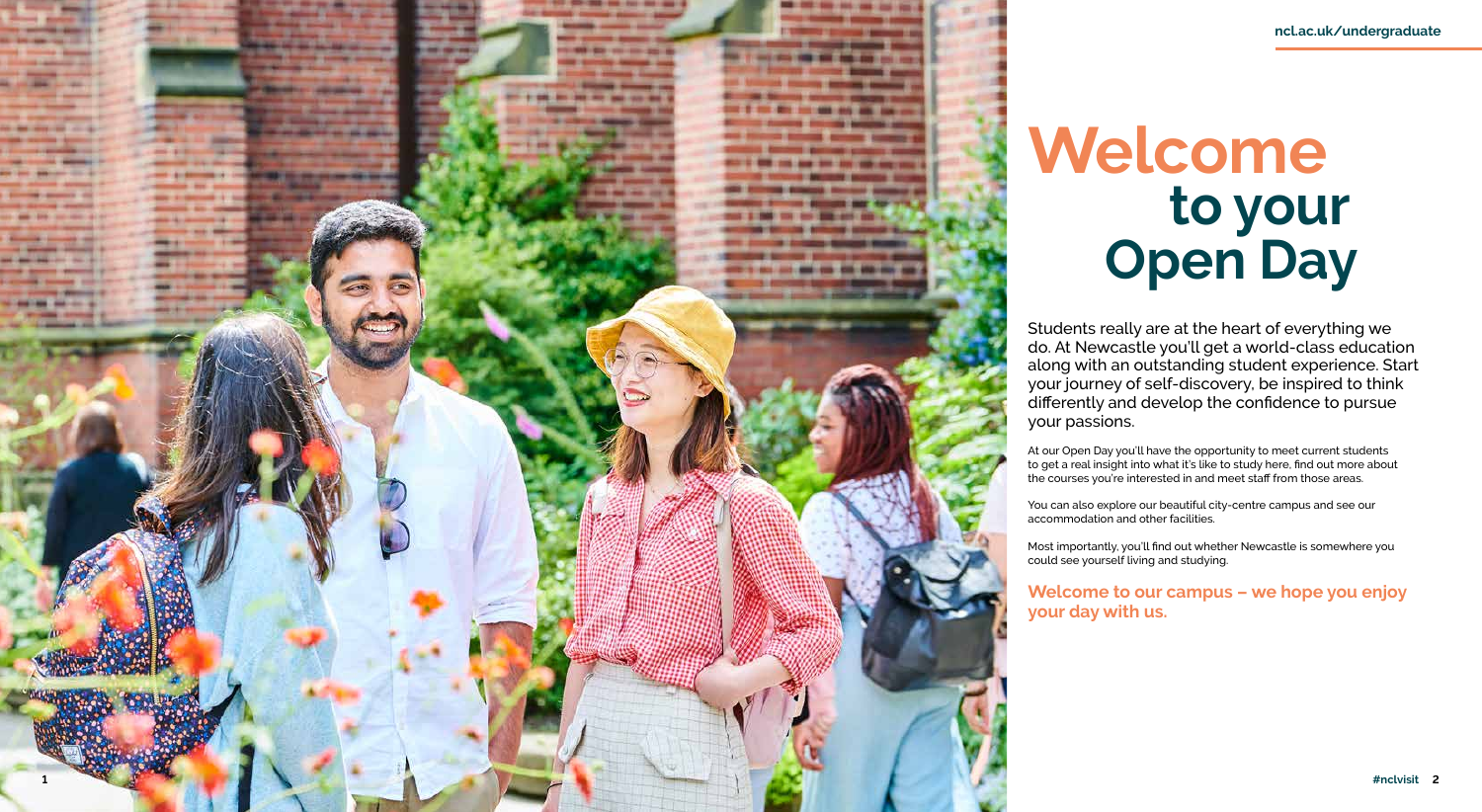# Welcome to your Open Day

Students really are at the heart of everything we do. At Newcastle you'll get a world-class education along with an outstanding student experience. Start your journey of self-discovery, be inspired to think differently and develop the confidence to pursue your passions.

At our Open Day you'll have the opportunity to meet current students to get a real insight into what it's like to study here, find out more about the courses you're interested in and meet staff from those areas.

You can also explore our beautiful city-centre campus and see our accommodation and other facilities.

Most importantly, you'll find out whether Newcastle is somewhere you could see yourself living and studying.

**Welcome to our campus – we hope you enjoy your day with us.**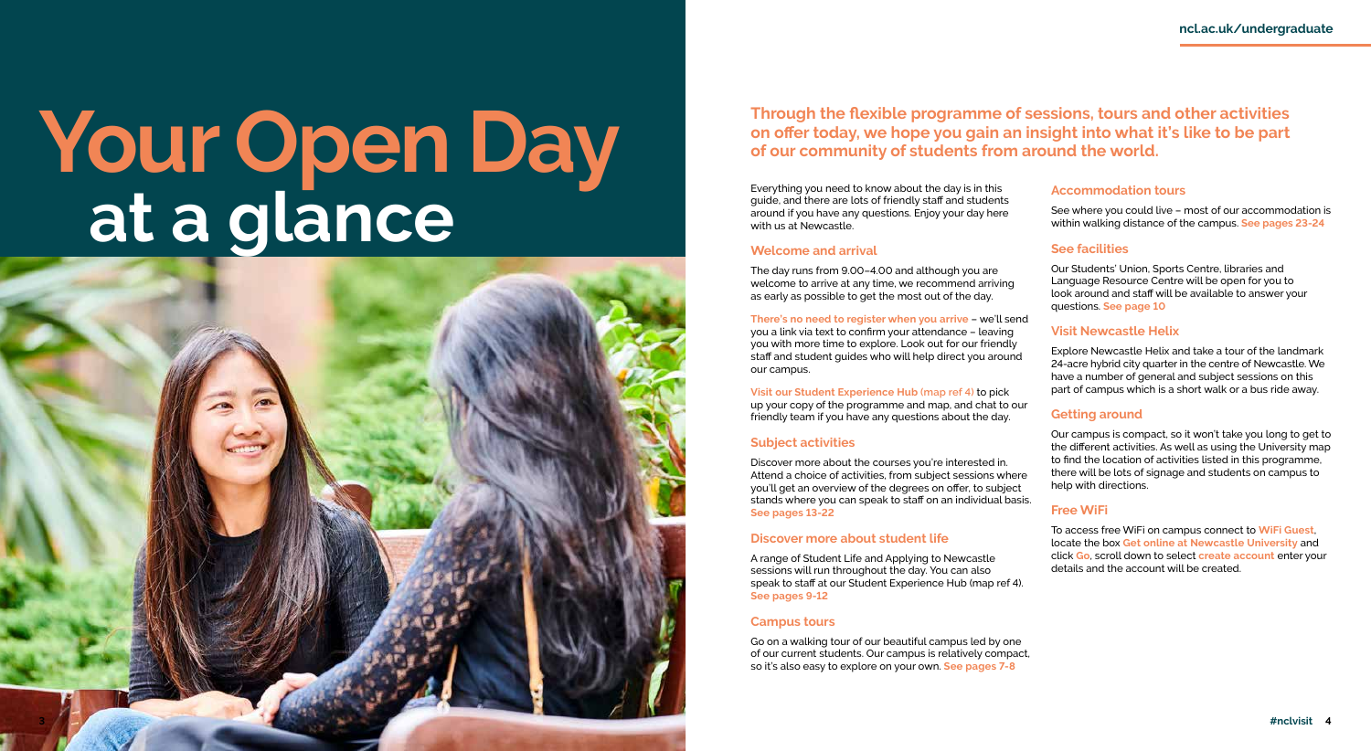# Your Open Day at a glance

**Through the flexible programme of sessions, tours and other activities on offer today, we hope you gain an insight into what it's like to be part of our community of students from around the world.**

Everything you need to know about the day is in this guide, and there are lots of friendly staff and students around if you have any questions. Enjoy your day here with us at Newcastle.

## Welcome and arrival

The day runs from 9.00–4.00 and although you are welcome to arrive at any time, we recommend arriving as early as possible to get the most out of the day.

**There's no need to register when you arrive** – we'll send you a link via text to confirm your attendance – leaving you with more time to explore. Look out for our friendly staff and student guides who will help direct you around our campus.

**Visit our Student Experience Hub (map ref 4)** to pick up your copy of the programme and map, and chat to our friendly team if you have any questions about the day.

## Subject activities

Discover more about the courses you're interested in. Attend a choice of activities, from subject sessions where you'll get an overview of the degrees on offer, to subject stands where you can speak to staff on an individual basis. **See pages 13-22**

## Discover more about student life

A range of Student Life and Applying to Newcastle sessions will run throughout the day. You can also speak to staff at our Student Experience Hub (map ref 4). **See pages 9-12**

## Campus tours

Go on a walking tour of our beautiful campus led by one of our current students. Our campus is relatively compact, so it's also easy to explore on your own. **See pages 7-8**

## Accommodation tours

See where you could live – most of our accommodation is within walking distance of the campus. **See pages 23-24**

## See facilities

Our Students' Union, Sports Centre, libraries and Language Resource Centre will be open for you to look around and staff will be available to answer your questions. **See page 10**

## Visit Newcastle Helix

Explore Newcastle Helix and take a tour of the landmark 24-acre hybrid city quarter in the centre of Newcastle. We have a number of general and subject sessions on this part of campus which is a short walk or a bus ride away.

## Getting around

Our campus is compact, so it won't take you long to get to the different activities. As well as using the University map to find the location of activities listed in this programme, there will be lots of signage and students on campus to help with directions.

## Free WiFi

To access free WiFi on campus connect to **WiFi Guest**, locate the box **Get online at Newcastle University** and click **Go**, scroll down to select **create account** enter your details and the account will be created.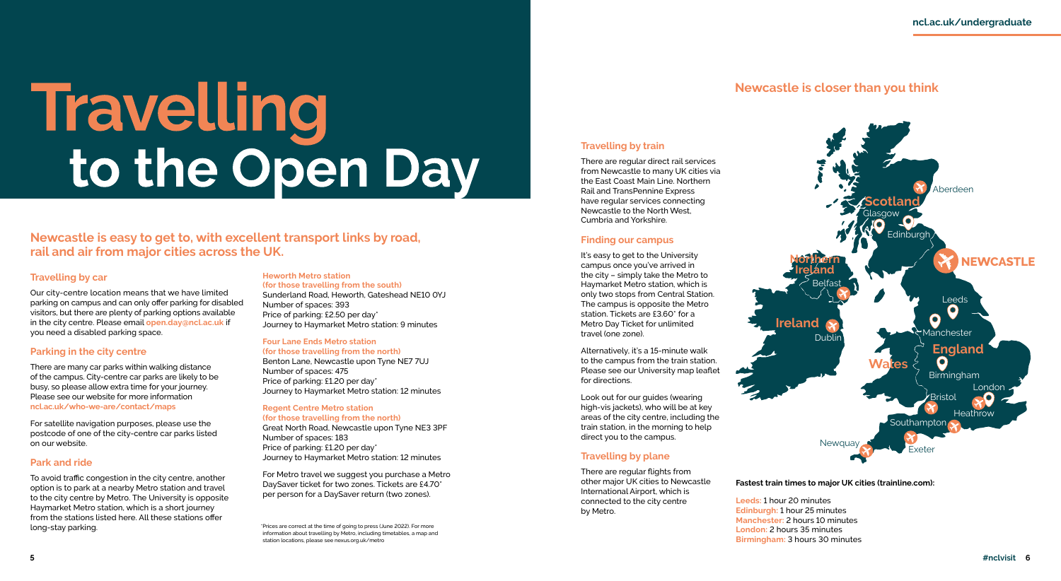# Travelling to the Open Day

## Newcastle is easy to get to, with excellent transport links by road, rail and air from major cities across the UK.

### Travelling by car

Our city-centre location means that we have limited parking on campus and can only offer parking for disabled visitors, but there are plenty of parking options available in the city centre. Please email **open.day@ncl.ac.uk** if you need a disabled parking space.

### Parking in the city centre

There are many car parks within walking distance of the campus. City-centre car parks are likely to be busy, so please allow extra time for your journey. Please see our website for more information **ncl.ac.uk/who-we-are/contact/maps**

For satellite navigation purposes, please use the postcode of one of the city-centre car parks listed on our website.

### Park and ride

To avoid traffic congestion in the city centre, another option is to park at a nearby Metro station and travel to the city centre by Metro. The University is opposite Haymarket Metro station, which is a short journey from the stations listed here. All these stations offer long-stay parking.

**Heworth Metro station**
**(for those travelling from the south)**
Sunderland Road, Heworth, Gateshead NE10 0YJ
Number of spaces: 393
Price of parking: £2.50 per day*
Journey to Haymarket Metro station: 9 minutes

**Four Lane Ends Metro station**
**(for those travelling from the north)**
Benton Lane, Newcastle upon Tyne NE7 7UJ
Number of spaces: 475
Price of parking: £1.20 per day*
Journey to Haymarket Metro station: 12 minutes

**Regent Centre Metro station**
**(for those travelling from the north)**
Great North Road, Newcastle upon Tyne NE3 3PF
Number of spaces: 183
Price of parking: £1.20 per day*
Journey to Haymarket Metro station: 12 minutes

For Metro travel we suggest you purchase a Metro DaySaver ticket for two zones. Tickets are £4.70* per person for a DaySaver return (two zones).

*Prices are correct at the time of going to press (June 2022). For more information about travelling by Metro, including timetables, a map and station locations, please see nexus.org.uk/metro

### Travelling by train

There are regular direct rail services from Newcastle to many UK cities via the East Coast Main Line. Northern Rail and TransPennine Express have regular services connecting Newcastle to the North West, Cumbria and Yorkshire.

### Finding our campus

It's easy to get to the University campus once you've arrived in the city – simply take the Metro to Haymarket Metro station, which is only two stops from Central Station. The campus is opposite the Metro station. Tickets are £3.60* for a Metro Day Ticket for unlimited travel (one zone).

Alternatively, it's a 15-minute walk to the campus from the train station. Please see our University map leaflet for directions.

Look out for our guides (wearing high-vis jackets), who will be at key areas of the city centre, including the train station, in the morning to help direct you to the campus.

### Travelling by plane

There are regular flights from other major UK cities to Newcastle International Airport, which is connected to the city centre by Metro.

## Newcastle is closer than you think

**Fastest train times to major UK cities (trainline.com):**

Leeds: 1 hour 20 minutes
Edinburgh: 1 hour 25 minutes
Manchester: 2 hours 10 minutes
London: 2 hours 35 minutes
Birmingham: 3 hours 30 minutes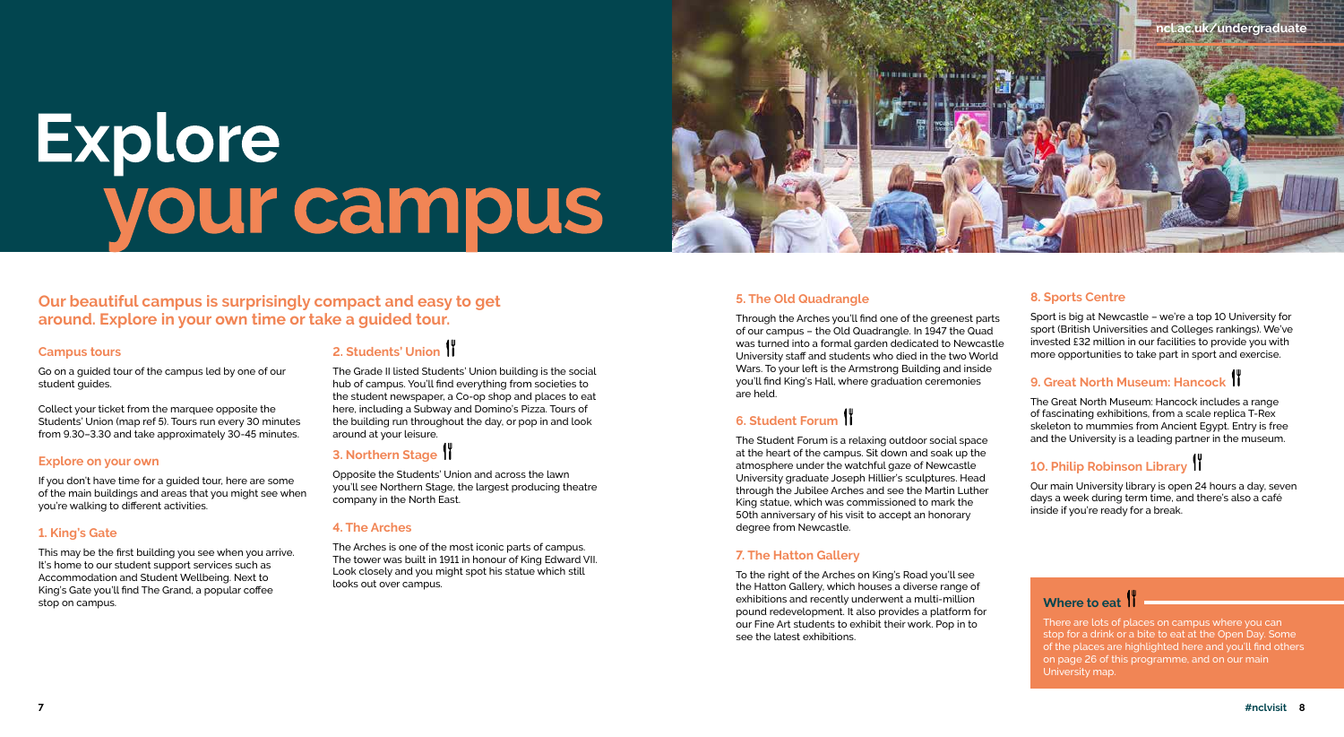# Explore your campus

**Our beautiful campus is surprisingly compact and easy to get around. Explore in your own time or take a guided tour.**

### Campus tours

Go on a guided tour of the campus led by one of our student guides.

Collect your ticket from the marquee opposite the Students' Union (map ref 5). Tours run every 30 minutes from 9.30–3.30 and take approximately 30-45 minutes.

### Explore on your own

If you don't have time for a guided tour, here are some of the main buildings and areas that you might see when you're walking to different activities.

### 1. King's Gate

This may be the first building you see when you arrive. It's home to our student support services such as Accommodation and Student Wellbeing. Next to King's Gate you'll find The Grand, a popular coffee stop on campus.

### 2. Students' Union

The Grade II listed Students' Union building is the social hub of campus. You'll find everything from societies to the student newspaper, a Co-op shop and places to eat here, including a Subway and Domino's Pizza. Tours of the building run throughout the day, or pop in and look around at your leisure.

### 3. Northern Stage

Opposite the Students' Union and across the lawn you'll see Northern Stage, the largest producing theatre company in the North East.

### 4. The Arches

The Arches is one of the most iconic parts of campus. The tower was built in 1911 in honour of King Edward VII. Look closely and you might spot his statue which still looks out over campus.

### 5. The Old Quadrangle

Through the Arches you'll find one of the greenest parts of our campus – the Old Quadrangle. In 1947 the Quad was turned into a formal garden dedicated to Newcastle University staff and students who died in the two World Wars. To your left is the Armstrong Building and inside you'll find King's Hall, where graduation ceremonies are held.

### 6. Student Forum

The Student Forum is a relaxing outdoor social space at the heart of the campus. Sit down and soak up the atmosphere under the watchful gaze of Newcastle University graduate Joseph Hillier's sculptures. Head through the Jubilee Arches and see the Martin Luther King statue, which was commissioned to mark the 50th anniversary of his visit to accept an honorary degree from Newcastle.

### 7. The Hatton Gallery

To the right of the Arches on King's Road you'll see the Hatton Gallery, which houses a diverse range of exhibitions and recently underwent a multi-million pound redevelopment. It also provides a platform for our Fine Art students to exhibit their work. Pop in to see the latest exhibitions.

### 8. Sports Centre

Sport is big at Newcastle – we're a top 10 University for sport (British Universities and Colleges rankings). We've invested £32 million in our facilities to provide you with more opportunities to take part in sport and exercise.

### 9. Great North Museum: Hancock

The Great North Museum: Hancock includes a range of fascinating exhibitions, from a scale replica T-Rex skeleton to mummies from Ancient Egypt. Entry is free and the University is a leading partner in the museum.

### 10. Philip Robinson Library

Our main University library is open 24 hours a day, seven days a week during term time, and there's also a café inside if you're ready for a break.

### Where to eat

There are lots of places on campus where you can stop for a drink or a bite to eat at the Open Day. Some of the places are highlighted here and you'll find others on page 26 of this programme, and on our main University map.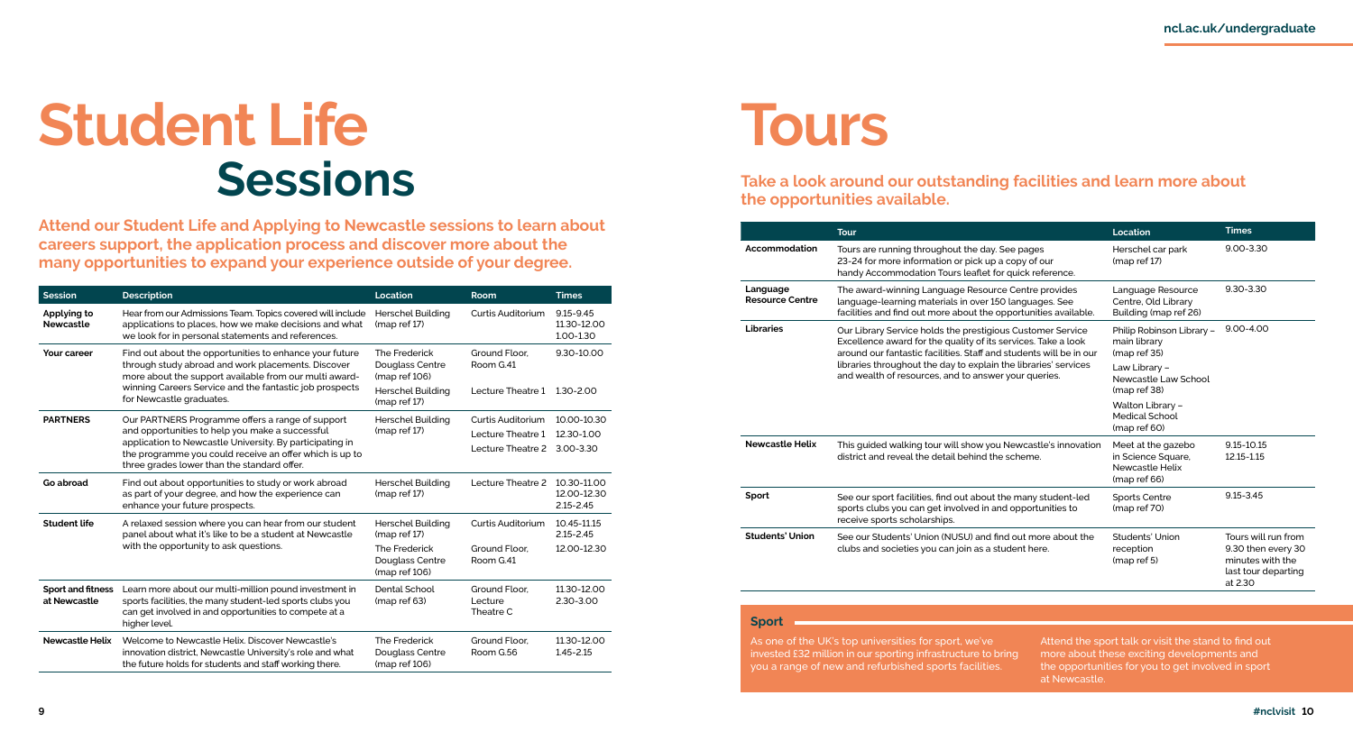# Student Life Sessions

**Attend our Student Life and Applying to Newcastle sessions to learn about careers support, the application process and discover more about the many opportunities to expand your experience outside of your degree.**

| Session | Description | Location | Room | Times |
|---|---|---|---|---|
| **Applying to Newcastle** | Hear from our Admissions Team. Topics covered will include applications to places, how we make decisions and what we look for in personal statements and references. | Herschel Building (map ref 17) | Curtis Auditorium | 9.15-9.45<br>11.30-12.00<br>1.00-1.30 |
| **Your career** | Find out about the opportunities to enhance your future through study abroad and work placements. Discover more about the support available from our multi award-winning Careers Service and the fantastic job prospects for Newcastle graduates. | The Frederick Douglass Centre (map ref 106)<br>Herschel Building (map ref 17) | Ground Floor, Room G.41<br>Lecture Theatre 1 | 9.30-10.00<br>1.30-2.00 |
| **PARTNERS** | Our PARTNERS Programme offers a range of support and opportunities to help you make a successful application to Newcastle University. By participating in the programme you could receive an offer which is up to three grades lower than the standard offer. | Herschel Building (map ref 17) | Curtis Auditorium<br>Lecture Theatre 1<br>Lecture Theatre 2 | 10.00-10.30<br>12.30-1.00<br>3.00-3.30 |
| **Go abroad** | Find out about opportunities to study or work abroad as part of your degree, and how the experience can enhance your future prospects. | Herschel Building (map ref 17) | Lecture Theatre 2 | 10.30-11.00<br>12.00-12.30<br>2.15-2.45 |
| **Student life** | A relaxed session where you can hear from our student panel about what it's like to be a student at Newcastle with the opportunity to ask questions. | Herschel Building (map ref 17)<br>The Frederick Douglass Centre (map ref 106) | Curtis Auditorium<br>Ground Floor, Room G.41 | 10.45-11.15<br>2.15-2.45<br>12.00-12.30 |
| **Sport and fitness at Newcastle** | Learn more about our multi-million pound investment in sports facilities, the many student-led sports clubs you can get involved in and opportunities to compete at a higher level. | Dental School (map ref 63) | Ground Floor, Lecture Theatre C | 11.30-12.00<br>2.30-3.00 |
| **Newcastle Helix** | Welcome to Newcastle Helix. Discover Newcastle's innovation district, Newcastle University's role and what the future holds for students and staff working there. | The Frederick Douglass Centre (map ref 106) | Ground Floor, Room G.56 | 11.30-12.00<br>1.45-2.15 |

# Tours

**Take a look around our outstanding facilities and learn more about the opportunities available.**

| | Tour | Location | Times |
|---|---|---|---|
| **Accommodation** | Tours are running throughout the day. See pages 23-24 for more information or pick up a copy of our handy Accommodation Tours leaflet for quick reference. | Herschel car park (map ref 17) | 9.00-3.30 |
| **Language Resource Centre** | The award-winning Language Resource Centre provides language-learning materials in over 150 languages. See facilities and find out more about the opportunities available. | Language Resource Centre, Old Library Building (map ref 26) | 9.30-3.30 |
| **Libraries** | Our Library Service holds the prestigious Customer Service Excellence award for the quality of its services. Take a look around our fantastic facilities. Staff and students will be in our libraries throughout the day to explain the libraries' services and wealth of resources, and to answer your queries. | Philip Robinson Library – main library (map ref 35)<br>Law Library – Newcastle Law School (map ref 38)<br>Walton Library – Medical School (map ref 60) | 9.00-4.00 |
| **Newcastle Helix** | This guided walking tour will show you Newcastle's innovation district and reveal the detail behind the scheme. | Meet at the gazebo in Science Square, Newcastle Helix (map ref 66) | 9.15-10.15<br>12.15-1.15 |
| **Sport** | See our sport facilities, find out about the many student-led sports clubs you can get involved in and opportunities to receive sports scholarships. | Sports Centre (map ref 70) | 9.15-3.45 |
| **Students' Union** | See our Students' Union (NUSU) and find out more about the clubs and societies you can join as a student here. | Students' Union reception (map ref 5) | Tours will run from 9.30 then every 30 minutes with the last tour departing at 2.30 |

### Sport

As one of the UK's top universities for sport, we've invested £32 million in our sporting infrastructure to bring you a range of new and refurbished sports facilities.

Attend the sport talk or visit the stand to find out more about these exciting developments and the opportunities for you to get involved in sport at Newcastle.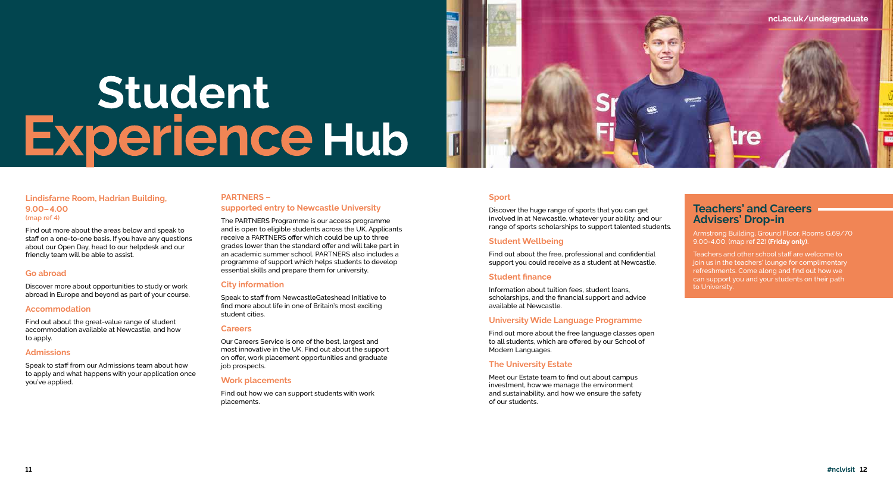# Student Experience Hub

**Lindisfarne Room, Hadrian Building, 9.00–4.00**
(map ref 4)

Find out more about the areas below and speak to staff on a one-to-one basis. If you have any questions about our Open Day, head to our helpdesk and our friendly team will be able to assist.

### Go abroad

Discover more about opportunities to study or work abroad in Europe and beyond as part of your course.

### Accommodation

Find out about the great-value range of student accommodation available at Newcastle, and how to apply.

### Admissions

Speak to staff from our Admissions team about how to apply and what happens with your application once you've applied.

### PARTNERS – supported entry to Newcastle University

The PARTNERS Programme is our access programme and is open to eligible students across the UK. Applicants receive a PARTNERS offer which could be up to three grades lower than the standard offer and will take part in an academic summer school. PARTNERS also includes a programme of support which helps students to develop essential skills and prepare them for university.

### City information

Speak to staff from NewcastleGateshead Initiative to find more about life in one of Britain's most exciting student cities.

### Careers

Our Careers Service is one of the best, largest and most innovative in the UK. Find out about the support on offer, work placement opportunities and graduate job prospects.

### Work placements

Find out how we can support students with work placements.

### Sport

Discover the huge range of sports that you can get involved in at Newcastle, whatever your ability, and our range of sports scholarships to support talented students.

### Student Wellbeing

Find out about the free, professional and confidential support you could receive as a student at Newcastle.

### Student finance

Information about tuition fees, student loans, scholarships, and the financial support and advice available at Newcastle.

### University Wide Language Programme

Find out more about the free language classes open to all students, which are offered by our School of Modern Languages.

### The University Estate

Meet our Estate team to find out about campus investment, how we manage the environment and sustainability, and how we ensure the safety of our students.

## Teachers' and Careers Advisers' Drop-in

Armstrong Building, Ground Floor, Rooms G.69/70 9.00-4.00, (map ref 22) **(Friday only)**.

Teachers and other school staff are welcome to join us in the teachers' lounge for complimentary refreshments. Come along and find out how we can support you and your students on their path to University.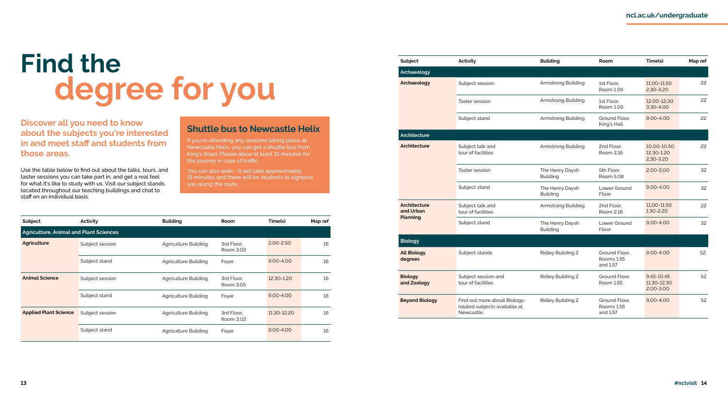# Find the degree for you

**Discover all you need to know about the subjects you're interested in and meet staff and students from those areas.**

Use the table below to find out about the talks, tours, and taster sessions you can take part in, and get a real feel for what it's like to study with us. Visit our subject stands located throughout our teaching buildings and chat to staff on an individual basis.

## Shuttle bus to Newcastle Helix

If you're attending any sessions taking place at Newcastle Helix, you can get a shuttle bus from King's Road. Please allow at least 15 minutes for the journey in case of traffic.

You can also walk - it will take approximately 15 minutes and there will be students to signpost you along the route.

| Subject | Activity | Building | Room | Time(s) | Map ref |
|---|---|---|---|---|---|
| **Agriculture, Animal and Plant Sciences** | | | | | |
| **Agriculture** | Subject session | Agriculture Building | 3rd Floor, Room 3.02 | 2.00-2.50 | 16 |
| | Subject stand | Agriculture Building | Foyer | 9.00-4.00 | 16 |
| **Animal Science** | Subject session | Agriculture Building | 3rd Floor, Room 3.05 | 12.30-1.20 | 16 |
| | Subject stand | Agriculture Building | Foyer | 9.00-4.00 | 16 |
| **Applied Plant Science** | Subject session | Agriculture Building | 3rd Floor, Room 3.02 | 11.30-12.20 | 16 |
| | Subject stand | Agriculture Building | Foyer | 9.00-4.00 | 16 |
| **Archaeology** | | | | | |
| **Archaeology** | Subject session | Armstrong Building | 1st Floor, Room 1.06 | 11.00-11.50<br>2.30-3.20 | 22 |
| | Taster session | Armstrong Building | 1st Floor, Room 1.06 | 12.00-12.30<br>3.30-4.00 | 22 |
| | Subject stand | Armstrong Building | Ground Floor, King's Hall | 9.00-4.00 | 22 |
| **Architecture** | | | | | |
| **Architecture** | Subject talk and tour of facilities | Armstrong Building | 2nd Floor, Room 2.16 | 10.00-10.50<br>12.30-1.20<br>2.30-3.20 | 22 |
| | Taster session | The Henry Daysh Building | 5th Floor, Room 5.08 | 2.00-3.00 | 32 |
| | Subject stand | The Henry Daysh Building | Lower Ground Floor | 9.00-4.00 | 32 |
| **Architecture and Urban Planning** | Subject talk and tour of facilities | Armstrong Building | 2nd Floor, Room 2.16 | 11.00-11.50<br>1.30-2.20 | 22 |
| | Subject stand | The Henry Daysh Building | Lower Ground Floor | 9.00-4.00 | 32 |
| **Biology** | | | | | |
| **All Biology degrees** | Subject stands | Ridley Building 2 | Ground Floor, Rooms 1.55 and 1.57 | 9.00-4.00 | 52 |
| **Biology and Zoology** | Subject session and tour of facilities | Ridley Building 2 | Ground Floor, Room 1.65 | 9.45-10.45<br>11.30-12.30<br>2.00-3.00 | 52 |
| **Beyond Biology** | Find out more about Biology-related subjects available at Newcastle. | Ridley Building 2 | Ground Floor, Rooms 1.55 and 1.57 | 9.00-4.00 | 52 |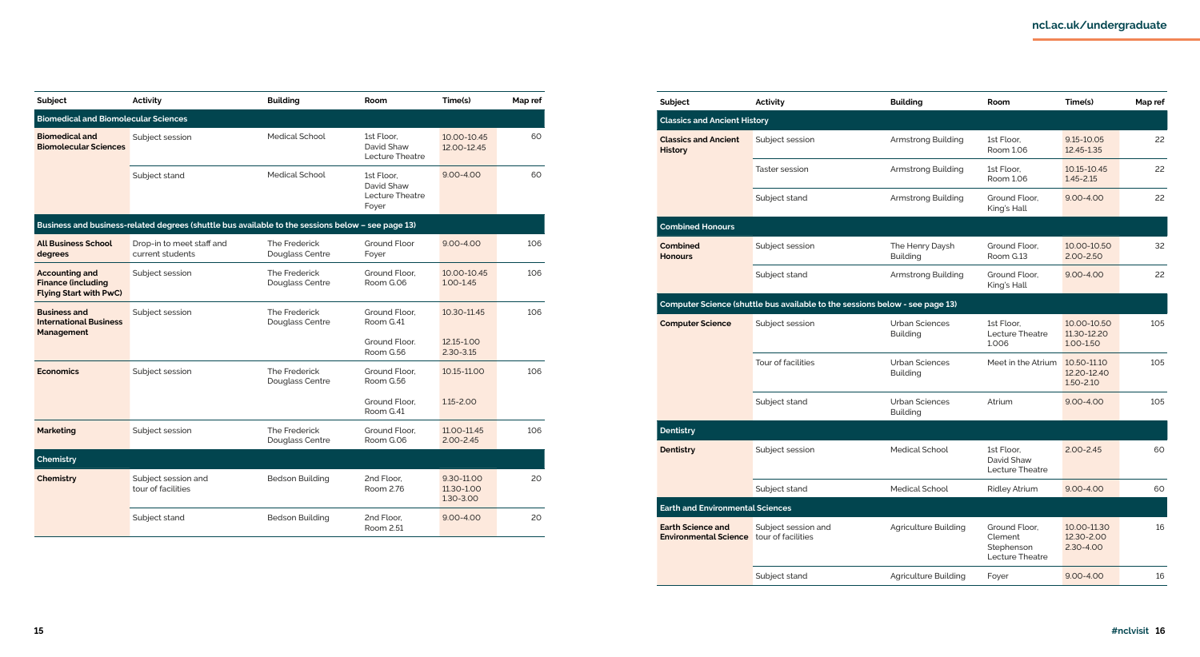| Subject | Activity | Building | Room | Time(s) | Map ref |
|---|---|---|---|---|---|
| **Biomedical and Biomolecular Sciences** | | | | | |
| **Biomedical and Biomolecular Sciences** | Subject session | Medical School | 1st Floor, David Shaw Lecture Theatre | 10.00-10.45<br>12.00-12.45 | 60 |
| | Subject stand | Medical School | 1st Floor, David Shaw Lecture Theatre Foyer | 9.00-4.00 | 60 |
| **Business and business-related degrees (shuttle bus available to the sessions below – see page 13)** | | | | | |
| **All Business School degrees** | Drop-in to meet staff and current students | The Frederick Douglass Centre | Ground Floor Foyer | 9.00-4.00 | 106 |
| **Accounting and Finance (including Flying Start with PwC)** | Subject session | The Frederick Douglass Centre | Ground Floor, Room G.06 | 10.00-10.45<br>1.00-1.45 | 106 |
| **Business and International Business Management** | Subject session | The Frederick Douglass Centre | Ground Floor, Room G.41 | 10.30-11.45 | 106 |
| | | | Ground Floor, Room G.56 | 12.15-1.00<br>2.30-3.15 | |
| **Economics** | Subject session | The Frederick Douglass Centre | Ground Floor, Room G.56 | 10.15-11.00 | 106 |
| | | | Ground Floor, Room G.41 | 1.15-2.00 | |
| **Marketing** | Subject session | The Frederick Douglass Centre | Ground Floor, Room G.06 | 11.00-11.45<br>2.00-2.45 | 106 |
| **Chemistry** | | | | | |
| **Chemistry** | Subject session and tour of facilities | Bedson Building | 2nd Floor, Room 2.76 | 9.30-11.00<br>11.30-1.00<br>1.30-3.00 | 20 |
| | Subject stand | Bedson Building | 2nd Floor, Room 2.51 | 9.00-4.00 | 20 |

| Subject | Activity | Building | Room | Time(s) | Map ref |
|---|---|---|---|---|---|
| **Classics and Ancient History** | | | | | |
| **Classics and Ancient History** | Subject session | Armstrong Building | 1st Floor, Room 1.06 | 9.15-10.05<br>12.45-1.35 | 22 |
| | Taster session | Armstrong Building | 1st Floor, Room 1.06 | 10.15-10.45<br>1.45-2.15 | 22 |
| | Subject stand | Armstrong Building | Ground Floor, King's Hall | 9.00-4.00 | 22 |
| **Combined Honours** | | | | | |
| **Combined Honours** | Subject session | The Henry Daysh Building | Ground Floor, Room G.13 | 10.00-10.50<br>2.00-2.50 | 32 |
| | Subject stand | Armstrong Building | Ground Floor, King's Hall | 9.00-4.00 | 22 |
| **Computer Science (shuttle bus available to the sessions below - see page 13)** | | | | | |
| **Computer Science** | Subject session | Urban Sciences Building | 1st Floor, Lecture Theatre 1.006 | 10.00-10.50<br>11.30-12.20<br>1.00-1.50 | 105 |
| | Tour of facilities | Urban Sciences Building | Meet in the Atrium | 10.50-11.10<br>12.20-12.40<br>1.50-2.10 | 105 |
| | Subject stand | Urban Sciences Building | Atrium | 9.00-4.00 | 105 |
| **Dentistry** | | | | | |
| **Dentistry** | Subject session | Medical School | 1st Floor, David Shaw Lecture Theatre | 2.00-2.45 | 60 |
| | Subject stand | Medical School | Ridley Atrium | 9.00-4.00 | 60 |
| **Earth and Environmental Sciences** | | | | | |
| **Earth Science and Environmental Science** | Subject session and tour of facilities | Agriculture Building | Ground Floor, Clement Stephenson Lecture Theatre | 10.00-11.30<br>12.30-2.00<br>2.30-4.00 | 16 |
| | Subject stand | Agriculture Building | Foyer | 9.00-4.00 | 16 |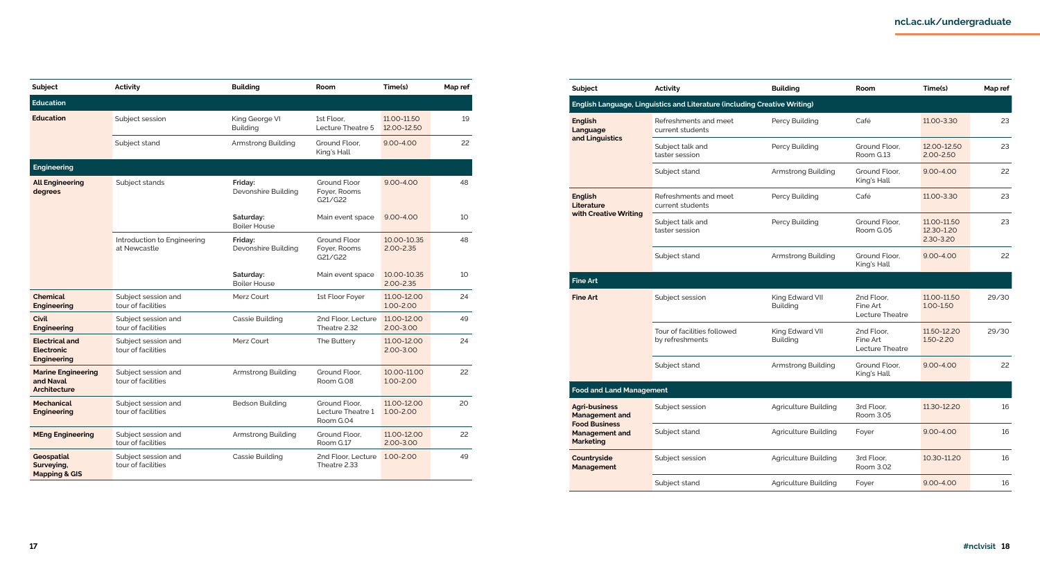| Subject | Activity | Building | Room | Time(s) | Map ref |
|---|---|---|---|---|---|
| **Education** | | | | | |
| **Education** | Subject session | King George VI Building | 1st Floor, Lecture Theatre 5 | 11.00-11.50 12.00-12.50 | 19 |
| | Subject stand | Armstrong Building | Ground Floor, King's Hall | 9.00-4.00 | 22 |
| **Engineering** | | | | | |
| **All Engineering degrees** | Subject stands | **Friday:** Devonshire Building | Ground Floor Foyer, Rooms G21/G22 | 9.00-4.00 | 48 |
| | | **Saturday:** Boiler House | Main event space | 9.00-4.00 | 10 |
| | Introduction to Engineering at Newcastle | **Friday:** Devonshire Building | Ground Floor Foyer, Rooms G21/G22 | 10.00-10.35 2.00-2.35 | 48 |
| | | **Saturday:** Boiler House | Main event space | 10.00-10.35 2.00-2.35 | 10 |
| **Chemical Engineering** | Subject session and tour of facilities | Merz Court | 1st Floor Foyer | 11.00-12.00 1.00-2.00 | 24 |
| **Civil Engineering** | Subject session and tour of facilities | Cassie Building | 2nd Floor, Lecture Theatre 2.32 | 11.00-12.00 2.00-3.00 | 49 |
| **Electrical and Electronic Engineering** | Subject session and tour of facilities | Merz Court | The Buttery | 11.00-12.00 2.00-3.00 | 24 |
| **Marine Engineering and Naval Architecture** | Subject session and tour of facilities | Armstrong Building | Ground Floor, Room G.08 | 10.00-11.00 1.00-2.00 | 22 |
| **Mechanical Engineering** | Subject session and tour of facilities | Bedson Building | Ground Floor, Lecture Theatre 1 Room G.04 | 11.00-12.00 1.00-2.00 | 20 |
| **MEng Engineering** | Subject session and tour of facilities | Armstrong Building | Ground Floor, Room G.17 | 11.00-12.00 2.00-3.00 | 22 |
| **Geospatial Surveying, Mapping & GIS** | Subject session and tour of facilities | Cassie Building | 2nd Floor, Lecture Theatre 2.33 | 1.00-2.00 | 49 |

| Subject | Activity | Building | Room | Time(s) | Map ref |
|---|---|---|---|---|---|
| **English Language, Linguistics and Literature (including Creative Writing)** | | | | | |
| **English Language and Linguistics** | Refreshments and meet current students | Percy Building | Café | 11.00-3.30 | 23 |
| | Subject talk and taster session | Percy Building | Ground Floor, Room G.13 | 12.00-12.50 2.00-2.50 | 23 |
| | Subject stand | Armstrong Building | Ground Floor, King's Hall | 9.00-4.00 | 22 |
| **English Literature with Creative Writing** | Refreshments and meet current students | Percy Building | Café | 11.00-3.30 | 23 |
| | Subject talk and taster session | Percy Building | Ground Floor, Room G.05 | 11.00-11.50 12.30-1.20 2.30-3.20 | 23 |
| | Subject stand | Armstrong Building | Ground Floor, King's Hall | 9.00-4.00 | 22 |
| **Fine Art** | | | | | |
| **Fine Art** | Subject session | King Edward VII Building | 2nd Floor, Fine Art Lecture Theatre | 11.00-11.50 1.00-1.50 | 29/30 |
| | Tour of facilities followed by refreshments | King Edward VII Building | 2nd Floor, Fine Art Lecture Theatre | 11.50-12.20 1.50-2.20 | 29/30 |
| | Subject stand | Armstrong Building | Ground Floor, King's Hall | 9.00-4.00 | 22 |
| **Food and Land Management** | | | | | |
| **Agri-business Management and Food Business Management and Marketing** | Subject session | Agriculture Building | 3rd Floor, Room 3.05 | 11.30-12.20 | 16 |
| | Subject stand | Agriculture Building | Foyer | 9.00-4.00 | 16 |
| **Countryside Management** | Subject session | Agriculture Building | 3rd Floor, Room 3.02 | 10.30-11.20 | 16 |
| | Subject stand | Agriculture Building | Foyer | 9.00-4.00 | 16 |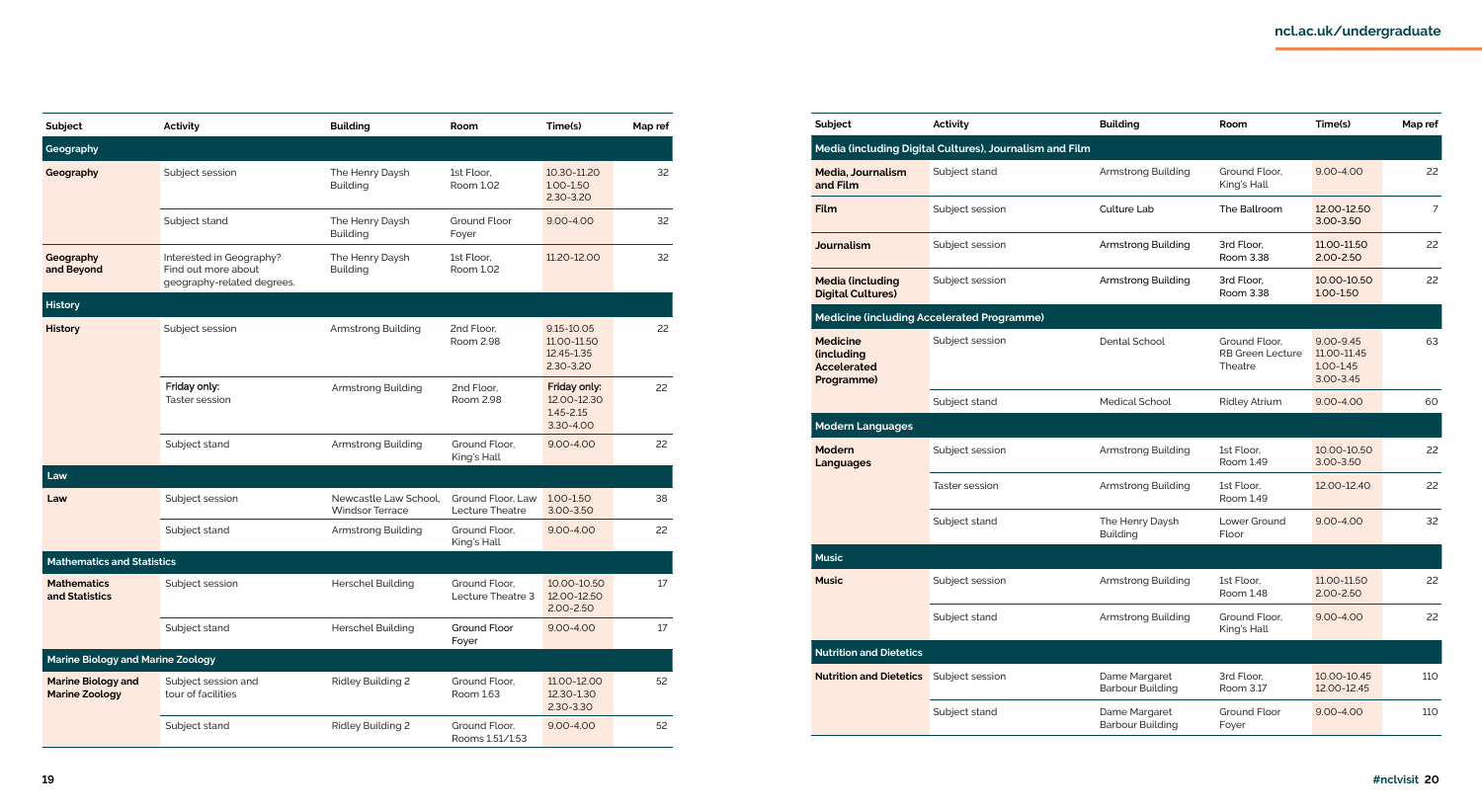| Subject | Activity | Building | Room | Time(s) | Map ref |
|---|---|---|---|---|---|
| **Geography** | | | | | |
| **Geography** | Subject session | The Henry Daysh Building | 1st Floor, Room 1.02 | 10.30-11.20<br>1.00-1.50<br>2.30-3.20 | 32 |
| | Subject stand | The Henry Daysh Building | Ground Floor Foyer | 9.00-4.00 | 32 |
| **Geography and Beyond** | Interested in Geography? Find out more about geography-related degrees. | The Henry Daysh Building | 1st Floor, Room 1.02 | 11.20-12.00 | 32 |
| **History** | | | | | |
| **History** | Subject session | Armstrong Building | 2nd Floor, Room 2.98 | 9.15-10.05<br>11.00-11.50<br>12.45-1.35<br>2.30-3.20 | 22 |
| | **Friday only:**<br>Taster session | Armstrong Building | 2nd Floor, Room 2.98 | **Friday only:**<br>12.00-12.30<br>1.45-2.15<br>3.30-4.00 | 22 |
| | Subject stand | Armstrong Building | Ground Floor, King's Hall | 9.00-4.00 | 22 |
| **Law** | | | | | |
| **Law** | Subject session | Newcastle Law School, Windsor Terrace | Ground Floor, Law Lecture Theatre | 1.00-1.50<br>3.00-3.50 | 38 |
| | Subject stand | Armstrong Building | Ground Floor, King's Hall | 9.00-4.00 | 22 |
| **Mathematics and Statistics** | | | | | |
| **Mathematics and Statistics** | Subject session | Herschel Building | Ground Floor, Lecture Theatre 3 | 10.00-10.50<br>12.00-12.50<br>2.00-2.50 | 17 |
| | Subject stand | Herschel Building | Ground Floor Foyer | 9.00-4.00 | 17 |
| **Marine Biology and Marine Zoology** | | | | | |
| **Marine Biology and Marine Zoology** | Subject session and tour of facilities | Ridley Building 2 | Ground Floor, Room 1.63 | 11.00-12.00<br>12.30-1.30<br>2.30-3.30 | 52 |
| | Subject stand | Ridley Building 2 | Ground Floor, Rooms 1.51/1.53 | 9.00-4.00 | 52 |

| Subject | Activity | Building | Room | Time(s) | Map ref |
|---|---|---|---|---|---|
| **Media (including Digital Cultures), Journalism and Film** | | | | | |
| **Media, Journalism and Film** | Subject stand | Armstrong Building | Ground Floor, King's Hall | 9.00-4.00 | 22 |
| **Film** | Subject session | Culture Lab | The Ballroom | 12.00-12.50<br>3.00-3.50 | 7 |
| **Journalism** | Subject session | Armstrong Building | 3rd Floor, Room 3.38 | 11.00-11.50<br>2.00-2.50 | 22 |
| **Media (including Digital Cultures)** | Subject session | Armstrong Building | 3rd Floor, Room 3.38 | 10.00-10.50<br>1.00-1.50 | 22 |
| **Medicine (including Accelerated Programme)** | | | | | |
| **Medicine (including Accelerated Programme)** | Subject session | Dental School | Ground Floor, RB Green Lecture Theatre | 9.00-9.45<br>11.00-11.45<br>1.00-1.45<br>3.00-3.45 | 63 |
| | Subject stand | Medical School | Ridley Atrium | 9.00-4.00 | 60 |
| **Modern Languages** | | | | | |
| **Modern Languages** | Subject session | Armstrong Building | 1st Floor, Room 1.49 | 10.00-10.50<br>3.00-3.50 | 22 |
| | Taster session | Armstrong Building | 1st Floor, Room 1.49 | 12.00-12.40 | 22 |
| | Subject stand | The Henry Daysh Building | Lower Ground Floor | 9.00-4.00 | 32 |
| **Music** | | | | | |
| **Music** | Subject session | Armstrong Building | 1st Floor, Room 1.48 | 11.00-11.50<br>2.00-2.50 | 22 |
| | Subject stand | Armstrong Building | Ground Floor, King's Hall | 9.00-4.00 | 22 |
| **Nutrition and Dietetics** | | | | | |
| **Nutrition and Dietetics** | Subject session | Dame Margaret Barbour Building | 3rd Floor, Room 3.17 | 10.00-10.45<br>12.00-12.45 | 110 |
| | Subject stand | Dame Margaret Barbour Building | Ground Floor Foyer | 9.00-4.00 | 110 |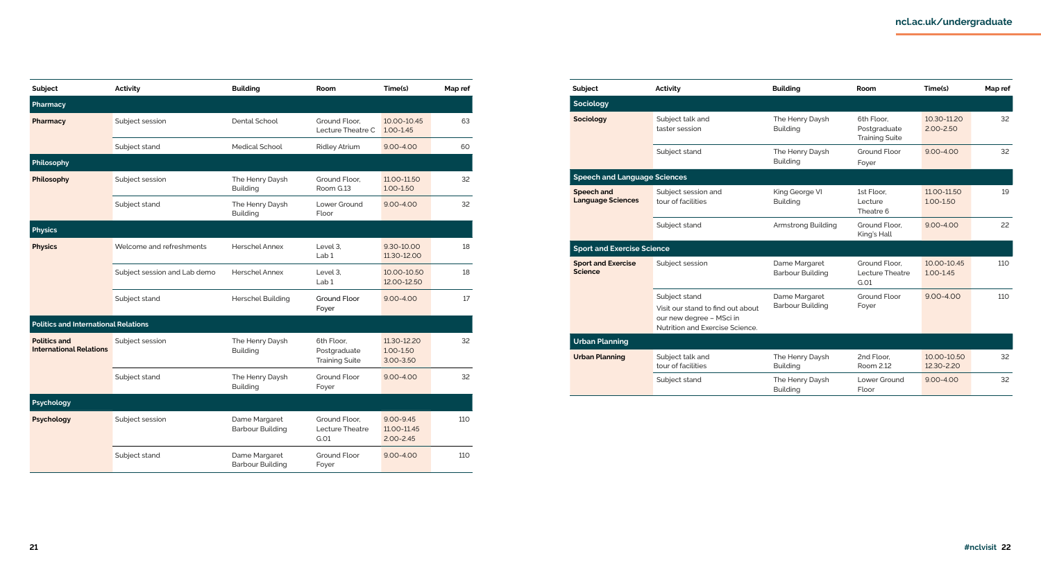| Subject | Activity | Building | Room | Time(s) | Map ref |
|---|---|---|---|---|---|
| **Pharmacy** | | | | | |
| **Pharmacy** | Subject session | Dental School | Ground Floor, Lecture Theatre C | 10.00-10.45<br>1.00-1.45 | 63 |
| | Subject stand | Medical School | Ridley Atrium | 9.00-4.00 | 60 |
| **Philosophy** | | | | | |
| **Philosophy** | Subject session | The Henry Daysh Building | Ground Floor, Room G.13 | 11.00-11.50<br>1.00-1.50 | 32 |
| | Subject stand | The Henry Daysh Building | Lower Ground Floor | 9.00-4.00 | 32 |
| **Physics** | | | | | |
| **Physics** | Welcome and refreshments | Herschel Annex | Level 3, Lab 1 | 9.30-10.00<br>11.30-12.00 | 18 |
| | Subject session and Lab demo | Herschel Annex | Level 3, Lab 1 | 10.00-10.50<br>12.00-12.50 | 18 |
| | Subject stand | Herschel Building | Ground Floor Foyer | 9.00-4.00 | 17 |
| **Politics and International Relations** | | | | | |
| **Politics and International Relations** | Subject session | The Henry Daysh Building | 6th Floor, Postgraduate Training Suite | 11.30-12.20<br>1.00-1.50<br>3.00-3.50 | 32 |
| | Subject stand | The Henry Daysh Building | Ground Floor Foyer | 9.00-4.00 | 32 |
| **Psychology** | | | | | |
| **Psychology** | Subject session | Dame Margaret Barbour Building | Ground Floor, Lecture Theatre G.01 | 9.00-9.45<br>11.00-11.45<br>2.00-2.45 | 110 |
| | Subject stand | Dame Margaret Barbour Building | Ground Floor Foyer | 9.00-4.00 | 110 |

| Subject | Activity | Building | Room | Time(s) | Map ref |
|---|---|---|---|---|---|
| **Sociology** | | | | | |
| **Sociology** | Subject talk and taster session | The Henry Daysh Building | 6th Floor, Postgraduate Training Suite | 10.30-11.20<br>2.00-2.50 | 32 |
| | Subject stand | The Henry Daysh Building | Ground Floor Foyer | 9.00-4.00 | 32 |
| **Speech and Language Sciences** | | | | | |
| **Speech and Language Sciences** | Subject session and tour of facilities | King George VI Building | 1st Floor, Lecture Theatre 6 | 11.00-11.50<br>1.00-1.50 | 19 |
| | Subject stand | Armstrong Building | Ground Floor, King's Hall | 9.00-4.00 | 22 |
| **Sport and Exercise Science** | | | | | |
| **Sport and Exercise Science** | Subject session | Dame Margaret Barbour Building | Ground Floor, Lecture Theatre G.01 | 10.00-10.45<br>1.00-1.45 | 110 |
| | Subject stand<br>Visit our stand to find out about our new degree – MSci in Nutrition and Exercise Science. | Dame Margaret Barbour Building | Ground Floor Foyer | 9.00-4.00 | 110 |
| **Urban Planning** | | | | | |
| **Urban Planning** | Subject talk and tour of facilities | The Henry Daysh Building | 2nd Floor, Room 2.12 | 10.00-10.50<br>12.30-2.20 | 32 |
| | Subject stand | The Henry Daysh Building | Lower Ground Floor | 9.00-4.00 | 32 |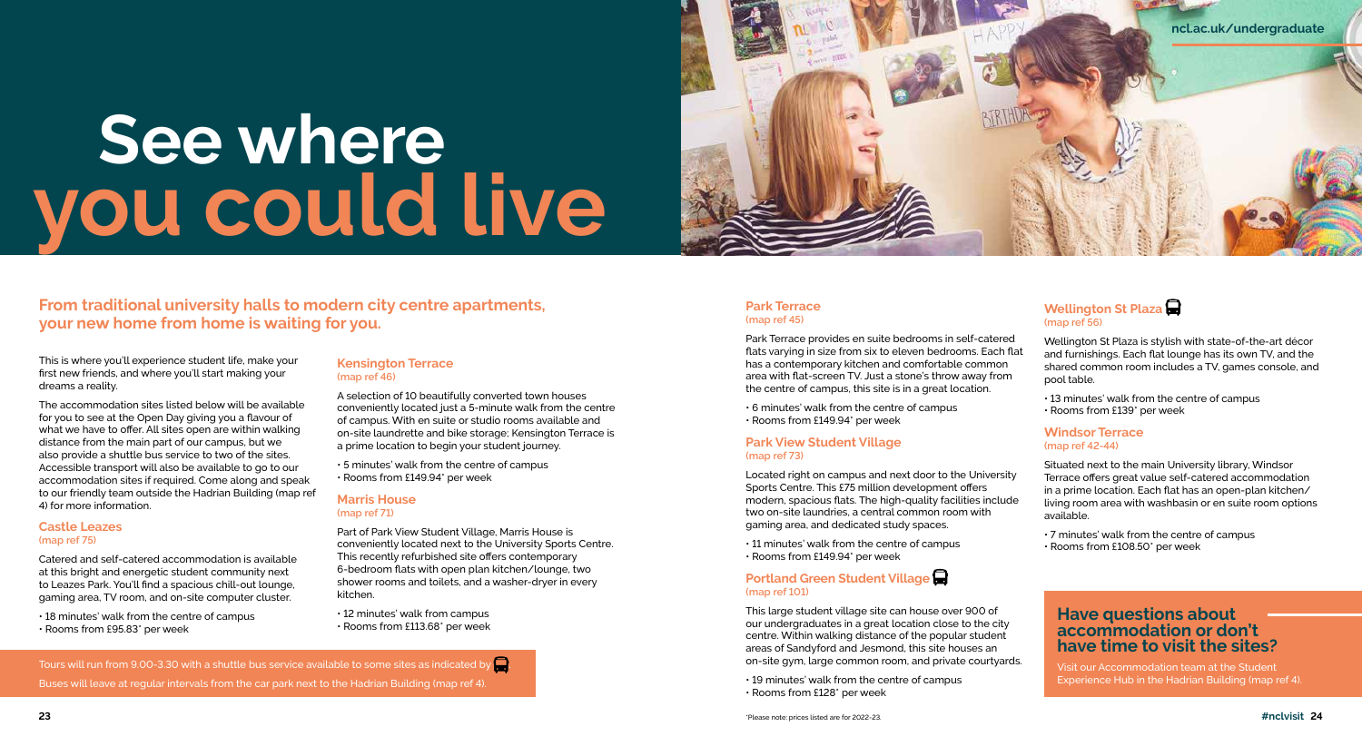# See where you could live

## From traditional university halls to modern city centre apartments, your new home from home is waiting for you.

This is where you'll experience student life, make your first new friends, and where you'll start making your dreams a reality.

The accommodation sites listed below will be available for you to see at the Open Day giving you a flavour of what we have to offer. All sites open are within walking distance from the main part of our campus, but we also provide a shuttle bus service to two of the sites. Accessible transport will also be available to go to our accommodation sites if required. Come along and speak to our friendly team outside the Hadrian Building (map ref 4) for more information.

### Castle Leazes
(map ref 75)

Catered and self-catered accommodation is available at this bright and energetic student community next to Leazes Park. You'll find a spacious chill-out lounge, gaming area, TV room, and on-site computer cluster.

- 18 minutes' walk from the centre of campus
- Rooms from £95.83* per week

### Kensington Terrace
(map ref 46)

A selection of 10 beautifully converted town houses conveniently located just a 5-minute walk from the centre of campus. With en suite or studio rooms available and on-site laundrette and bike storage; Kensington Terrace is a prime location to begin your student journey.

- 5 minutes' walk from the centre of campus
- Rooms from £149.94* per week

### Marris House
(map ref 71)

Part of Park View Student Village, Marris House is conveniently located next to the University Sports Centre. This recently refurbished site offers contemporary 6-bedroom flats with open plan kitchen/lounge, two shower rooms and toilets, and a washer-dryer in every kitchen.

- 12 minutes' walk from campus
- Rooms from £113.68* per week

Tours will run from 9.00-3.30 with a shuttle bus service available to some sites as indicated by 🚌.
Buses will leave at regular intervals from the car park next to the Hadrian Building (map ref 4).

### Park Terrace
(map ref 45)

Park Terrace provides en suite bedrooms in self-catered flats varying in size from six to eleven bedrooms. Each flat has a contemporary kitchen and comfortable common area with flat-screen TV. Just a stone's throw away from the centre of campus, this site is in a great location.

- 6 minutes' walk from the centre of campus
- Rooms from £149.94* per week

### Park View Student Village
(map ref 73)

Located right on campus and next door to the University Sports Centre. This £75 million development offers modern, spacious flats. The high-quality facilities include two on-site laundries, a central common room with gaming area, and dedicated study spaces.

- 11 minutes' walk from the centre of campus
- Rooms from £149.94* per week

### Portland Green Student Village 🚌
(map ref 101)

This large student village site can house over 900 of our undergraduates in a great location close to the city centre. Within walking distance of the popular student areas of Sandyford and Jesmond, this site houses an on-site gym, large common room, and private courtyards.

- 19 minutes' walk from the centre of campus
- Rooms from £128* per week

### Wellington St Plaza 🚌
(map ref 56)

Wellington St Plaza is stylish with state-of-the-art décor and furnishings. Each flat lounge has its own TV, and the shared common room includes a TV, games console, and pool table.

- 13 minutes' walk from the centre of campus
- Rooms from £139* per week

### Windsor Terrace
(map ref 42-44)

Situated next to the main University library, Windsor Terrace offers great value self-catered accommodation in a prime location. Each flat has an open-plan kitchen/living room area with washbasin or en suite room options available.

- 7 minutes' walk from the centre of campus
- Rooms from £108.50* per week

## Have questions about accommodation or don't have time to visit the sites?

Visit our Accommodation team at the Student Experience Hub in the Hadrian Building (map ref 4).

*Please note: prices listed are for 2022-23.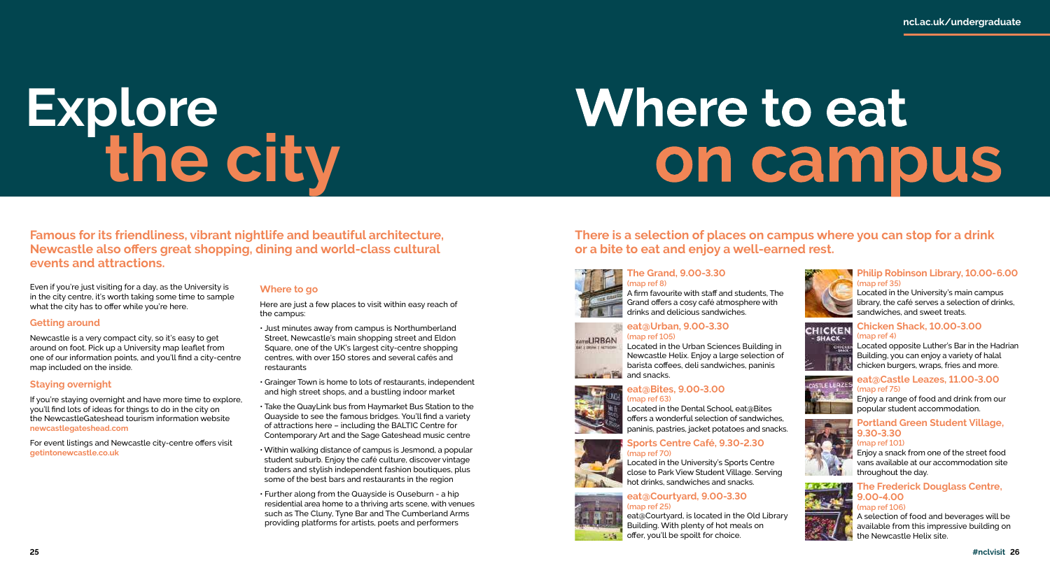# Explore the city

**Famous for its friendliness, vibrant nightlife and beautiful architecture, Newcastle also offers great shopping, dining and world-class cultural events and attractions.**

Even if you're just visiting for a day, as the University is in the city centre, it's worth taking some time to sample what the city has to offer while you're here.

### Getting around

Newcastle is a very compact city, so it's easy to get around on foot. Pick up a University map leaflet from one of our information points, and you'll find a city-centre map included on the inside.

### Staying overnight

If you're staying overnight and have more time to explore, you'll find lots of ideas for things to do in the city on the NewcastleGateshead tourism information website **newcastlegateshead.com**

For event listings and Newcastle city-centre offers visit **getintonewcastle.co.uk**

### Where to go

Here are just a few places to visit within easy reach of the campus:

- Just minutes away from campus is Northumberland Street, Newcastle's main shopping street and Eldon Square, one of the UK's largest city-centre shopping centres, with over 150 stores and several cafés and restaurants
- Grainger Town is home to lots of restaurants, independent and high street shops, and a bustling indoor market
- Take the QuayLink bus from Haymarket Bus Station to the Quayside to see the famous bridges. You'll find a variety of attractions here – including the BALTIC Centre for Contemporary Art and the Sage Gateshead music centre
- Within walking distance of campus is Jesmond, a popular student suburb. Enjoy the café culture, discover vintage traders and stylish independent fashion boutiques, plus some of the best bars and restaurants in the region
- Further along from the Quayside is Ouseburn - a hip residential area home to a thriving arts scene, with venues such as The Cluny, Tyne Bar and The Cumberland Arms providing platforms for artists, poets and performers

# Where to eat on campus

**There is a selection of places on campus where you can stop for a drink or a bite to eat and enjoy a well-earned rest.**

### The Grand, 9.00-3.30
(map ref 8)

A firm favourite with staff and students, The Grand offers a cosy café atmosphere with drinks and delicious sandwiches.

### eat@Urban, 9.00-3.30
(map ref 105)

Located in the Urban Sciences Building in Newcastle Helix. Enjoy a large selection of barista coffees, deli sandwiches, paninis and snacks.

### eat@Bites, 9.00-3.00
(map ref 63)

Located in the Dental School, eat@Bites offers a wonderful selection of sandwiches, paninis, pastries, jacket potatoes and snacks.

### Sports Centre Café, 9.30-2.30
(map ref 70)

Located in the University's Sports Centre close to Park View Student Village. Serving hot drinks, sandwiches and snacks.

### eat@Courtyard, 9.00-3.30
(map ref 25)

eat@Courtyard, is located in the Old Library Building. With plenty of hot meals on offer, you'll be spoilt for choice.

### Philip Robinson Library, 10.00-6.00
(map ref 35)

Located in the University's main campus library, the café serves a selection of drinks, sandwiches, and sweet treats.

### Chicken Shack, 10.00-3.00
(map ref 4)

Located opposite Luther's Bar in the Hadrian Building, you can enjoy a variety of halal chicken burgers, wraps, fries and more.

### eat@Castle Leazes, 11.00-3.00
(map ref 75)

Enjoy a range of food and drink from our popular student accommodation.

### Portland Green Student Village, 9.30-3.30
(map ref 101)

Enjoy a snack from one of the street food vans available at our accommodation site throughout the day.

### The Frederick Douglass Centre, 9.00-4.00
(map ref 106)

A selection of food and beverages will be available from this impressive building on the Newcastle Helix site.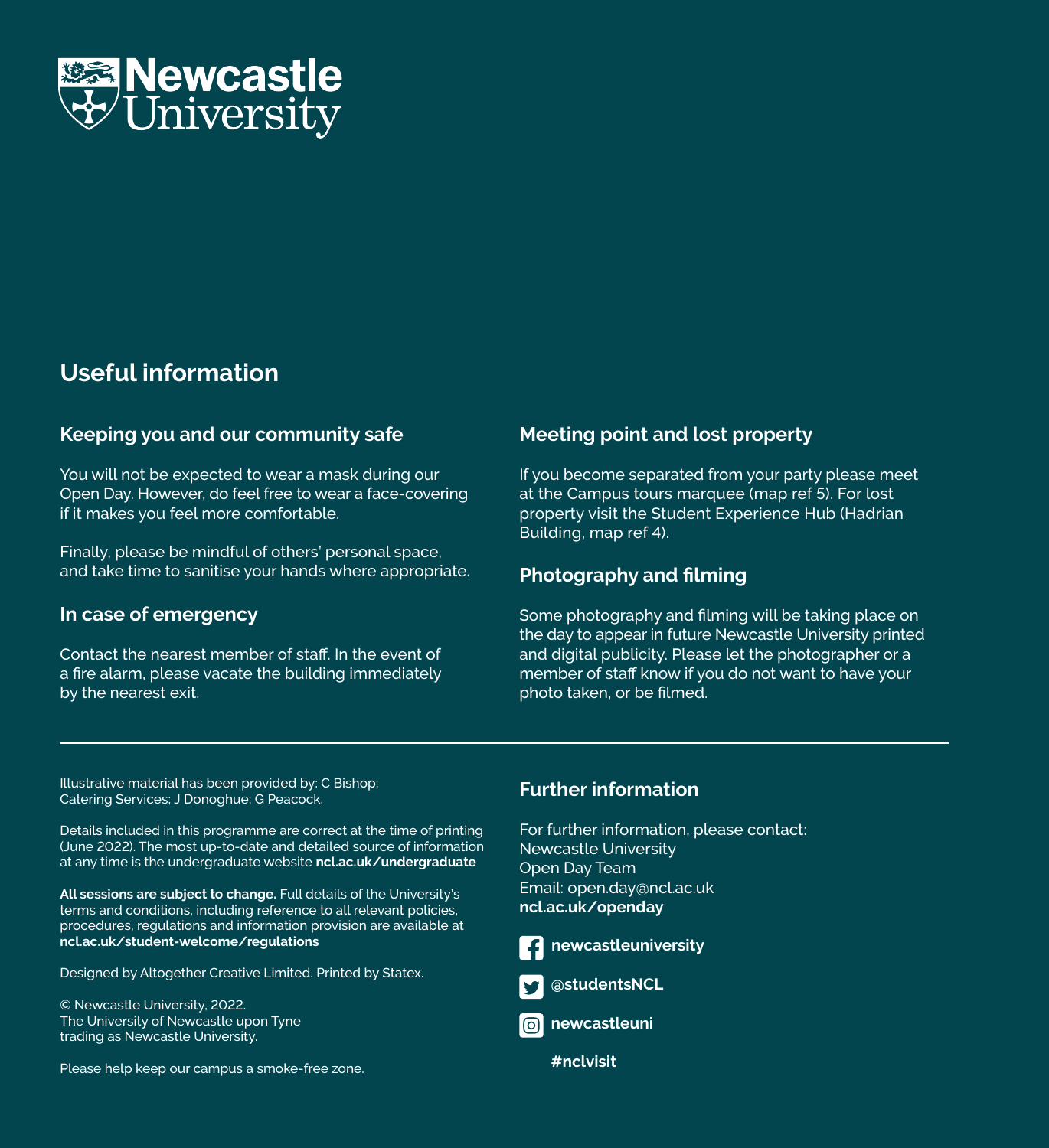Newcastle University

# Useful information

## Keeping you and our community safe

You will not be expected to wear a mask during our Open Day. However, do feel free to wear a face-covering if it makes you feel more comfortable.

Finally, please be mindful of others' personal space, and take time to sanitise your hands where appropriate.

## In case of emergency

Contact the nearest member of staff. In the event of a fire alarm, please vacate the building immediately by the nearest exit.

## Meeting point and lost property

If you become separated from your party please meet at the Campus tours marquee (map ref 5). For lost property visit the Student Experience Hub (Hadrian Building, map ref 4).

## Photography and filming

Some photography and filming will be taking place on the day to appear in future Newcastle University printed and digital publicity. Please let the photographer or a member of staff know if you do not want to have your photo taken, or be filmed.

---

Illustrative material has been provided by: C Bishop; Catering Services; J Donoghue; G Peacock.

Details included in this programme are correct at the time of printing (June 2022). The most up-to-date and detailed source of information at any time is the undergraduate website **ncl.ac.uk/undergraduate**

**All sessions are subject to change.** Full details of the University's terms and conditions, including reference to all relevant policies, procedures, regulations and information provision are available at **ncl.ac.uk/student-welcome/regulations**

Designed by Altogether Creative Limited. Printed by Statex.

© Newcastle University, 2022.
The University of Newcastle upon Tyne trading as Newcastle University.

Please help keep our campus a smoke-free zone.

## Further information

For further information, please contact:
Newcastle University
Open Day Team
Email: open.day@ncl.ac.uk
**ncl.ac.uk/openday**

**newcastleuniversity**

**@studentsNCL**

**newcastleuni**

**#nclvisit**